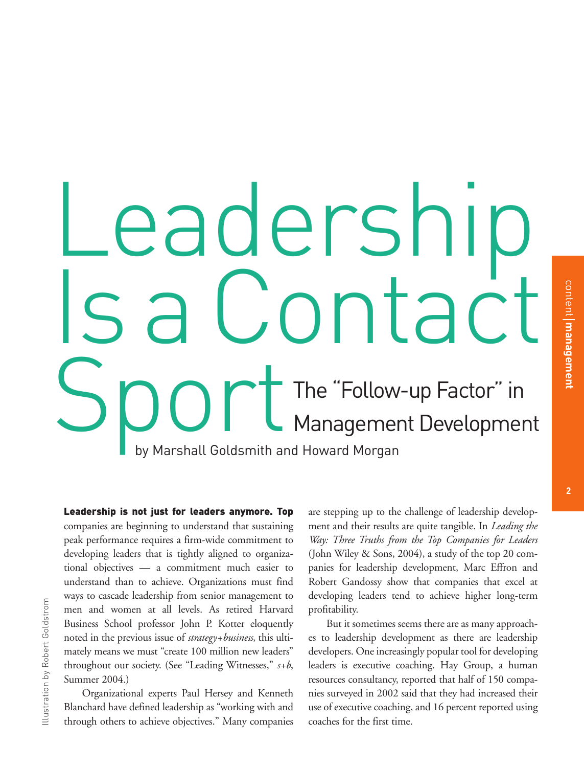# Leadership Is a Contact Sport

## The "Follow-up Factor" in Management Development

by Marshall Goldsmith and Howard Morgan

Illustration by Robert Goldstrom

**Leadership is not just for leaders anymore.** Top companies are beginning to understand that sustaining peak performance requires a firm-wide commitment to developing leaders that is tightly aligned to organizational objectives — a commitment much easier to understand than to achieve. Organizations must find ways to cascade leadership from senior management to men and women at all levels. As retired Harvard Business School professor John P. Kotter eloquently noted in the previous issue of *strategy+business*, this ultimately means we must "create 100 million new leaders" throughout our society. (See "Leading Witnesses," *s+b*, Summer 2004.)

Organizational experts Paul Hersey and Kenneth Blanchard have defined leadership as "working with and through others to achieve objectives." Many companies are stepping up to the challenge of leadership development and their results are quite tangible. In *Leading the Way: Three Truths from the Top Companies for Leaders* (John Wiley & Sons, 2004), a study of the top 20 companies for leadership development, Marc Effron and Robert Gandossy show that companies that excel at developing leaders tend to achieve higher long-term profitability.

But it sometimes seems there are as many approaches to leadership development as there are leadership developers. One increasingly popular tool for developing leaders is executive coaching. Hay Group, a human resources consultancy, reported that half of 150 companies surveyed in 2002 said that they had increased their use of executive coaching, and 16 percent reported using coaches for the first time.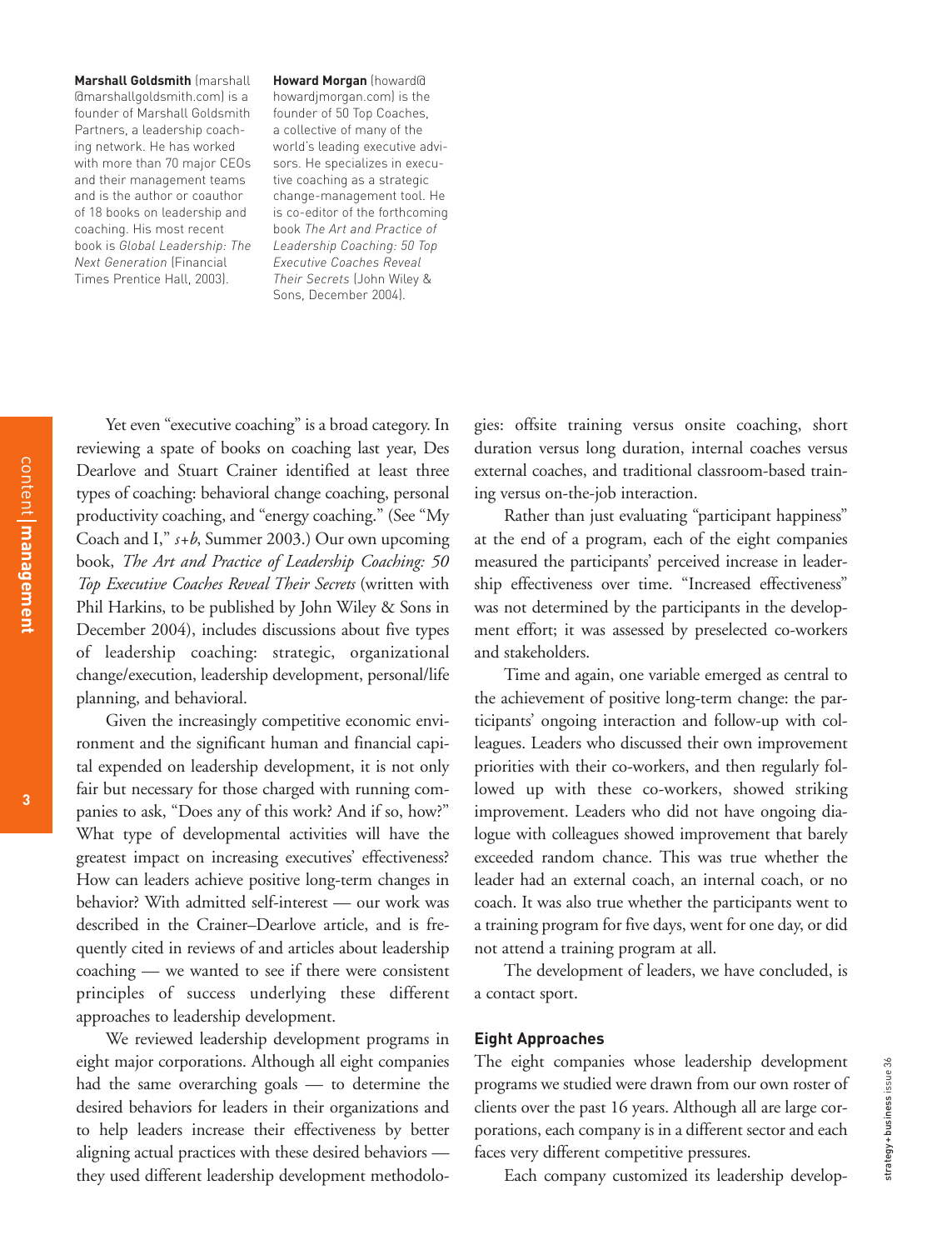**Marshall Goldsmith** (marshall@marshallgoldsmith.com) is a founder of Marshall Goldsmith Partners, a leadership coaching network. He has worked with more than 70 major CEOs and their management teams and is the author or coauthor of 18 books on leadership and coaching. His most recent book is *Global Leadership: The Next Generation* (Financial Times Prentice Hall, 2003).

**Howard Morgan** (howard@howardjmorgan.com) is the founder of 50 Top Coaches, a collective of many of the world's leading executive advisors. He specializes in executive coaching as a strategic change-management tool. He is co-editor of the forthcoming book *The Art and Practice of Leadership Coaching: 50 Top Executive Coaches Reveal Their Secrets* (John Wiley & Sons, December 2004).

Yet even "executive coaching" is a broad category. In reviewing a spate of books on coaching last year, Des Dearlove and Stuart Crainer identified at least three types of coaching: behavioral change coaching, personal productivity coaching, and "energy coaching." (See "My Coach and I," *s+b*, Summer 2003.) Our own upcoming book, *The Art and Practice of Leadership Coaching: 50 Top Executive Coaches Reveal Their Secrets* (written with Phil Harkins, to be published by John Wiley & Sons in December 2004), includes discussions about five types of leadership coaching: strategic, organizational change/execution, leadership development, personal/life planning, and behavioral.

Given the increasingly competitive economic environment and the significant human and financial capital expended on leadership development, it is not only fair but necessary for those charged with running companies to ask, "Does any of this work? And if so, how?" What type of developmental activities will have the greatest impact on increasing executives' effectiveness? How can leaders achieve positive long-term changes in behavior? With admitted self-interest — our work was described in the Crainer–Dearlove article, and is frequently cited in reviews of and articles about leadership coaching — we wanted to see if there were consistent principles of success underlying these different approaches to leadership development.

We reviewed leadership development programs in eight major corporations. Although all eight companies had the same overarching goals — to determine the desired behaviors for leaders in their organizations and to help leaders increase their effectiveness by better aligning actual practices with these desired behaviors — they used different leadership development methodologies: offsite training versus onsite coaching, short duration versus long duration, internal coaches versus external coaches, and traditional classroom-based training versus on-the-job interaction.

Rather than just evaluating "participant happiness" at the end of a program, each of the eight companies measured the participants' perceived increase in leadership effectiveness over time. "Increased effectiveness" was not determined by the participants in the development effort; it was assessed by preselected co-workers and stakeholders.

Time and again, one variable emerged as central to the achievement of positive long-term change: the participants' ongoing interaction and follow-up with colleagues. Leaders who discussed their own improvement priorities with their co-workers, and then regularly followed up with these co-workers, showed striking improvement. Leaders who did not have ongoing dialogue with colleagues showed improvement that barely exceeded random chance. This was true whether the leader had an external coach, an internal coach, or no coach. It was also true whether the participants went to a training program for five days, went for one day, or did not attend a training program at all.

The development of leaders, we have concluded, is a contact sport.

### Eight Approaches

The eight companies whose leadership development programs we studied were drawn from our own roster of clients over the past 16 years. Although all are large corporations, each company is in a different sector and each faces very different competitive pressures.

Each company customized its leadership develop-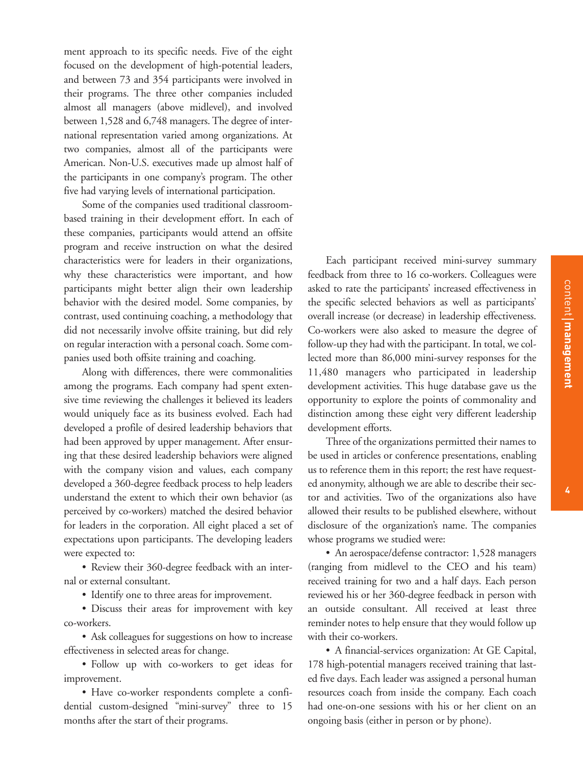ment approach to its specific needs. Five of the eight focused on the development of high-potential leaders, and between 73 and 354 participants were involved in their programs. The three other companies included almost all managers (above midlevel), and involved between 1,528 and 6,748 managers. The degree of international representation varied among organizations. At two companies, almost all of the participants were American. Non-U.S. executives made up almost half of the participants in one company's program. The other five had varying levels of international participation.

Some of the companies used traditional classroom-based training in their development effort. In each of these companies, participants would attend an offsite program and receive instruction on what the desired characteristics were for leaders in their organizations, why these characteristics were important, and how participants might better align their own leadership behavior with the desired model. Some companies, by contrast, used continuing coaching, a methodology that did not necessarily involve offsite training, but did rely on regular interaction with a personal coach. Some companies used both offsite training and coaching.

Along with differences, there were commonalities among the programs. Each company had spent extensive time reviewing the challenges it believed its leaders would uniquely face as its business evolved. Each had developed a profile of desired leadership behaviors that had been approved by upper management. After ensuring that these desired leadership behaviors were aligned with the company vision and values, each company developed a 360-degree feedback process to help leaders understand the extent to which their own behavior (as perceived by co-workers) matched the desired behavior for leaders in the corporation. All eight placed a set of expectations upon participants. The developing leaders were expected to:

- Review their 360-degree feedback with an internal or external consultant.
- Identify one to three areas for improvement.
- Discuss their areas for improvement with key co-workers.
- Ask colleagues for suggestions on how to increase effectiveness in selected areas for change.
- Follow up with co-workers to get ideas for improvement.
- Have co-worker respondents complete a confidential custom-designed "mini-survey" three to 15 months after the start of their programs.

Each participant received mini-survey summary feedback from three to 16 co-workers. Colleagues were asked to rate the participants' increased effectiveness in the specific selected behaviors as well as participants' overall increase (or decrease) in leadership effectiveness. Co-workers were also asked to measure the degree of follow-up they had with the participant. In total, we collected more than 86,000 mini-survey responses for the 11,480 managers who participated in leadership development activities. This huge database gave us the opportunity to explore the points of commonality and distinction among these eight very different leadership development efforts.

Three of the organizations permitted their names to be used in articles or conference presentations, enabling us to reference them in this report; the rest have requested anonymity, although we are able to describe their sector and activities. Two of the organizations also have allowed their results to be published elsewhere, without disclosure of the organization's name. The companies whose programs we studied were:

- An aerospace/defense contractor: 1,528 managers (ranging from midlevel to the CEO and his team) received training for two and a half days. Each person reviewed his or her 360-degree feedback in person with an outside consultant. All received at least three reminder notes to help ensure that they would follow up with their co-workers.
- A financial-services organization: At GE Capital, 178 high-potential managers received training that lasted five days. Each leader was assigned a personal human resources coach from inside the company. Each coach had one-on-one sessions with his or her client on an ongoing basis (either in person or by phone).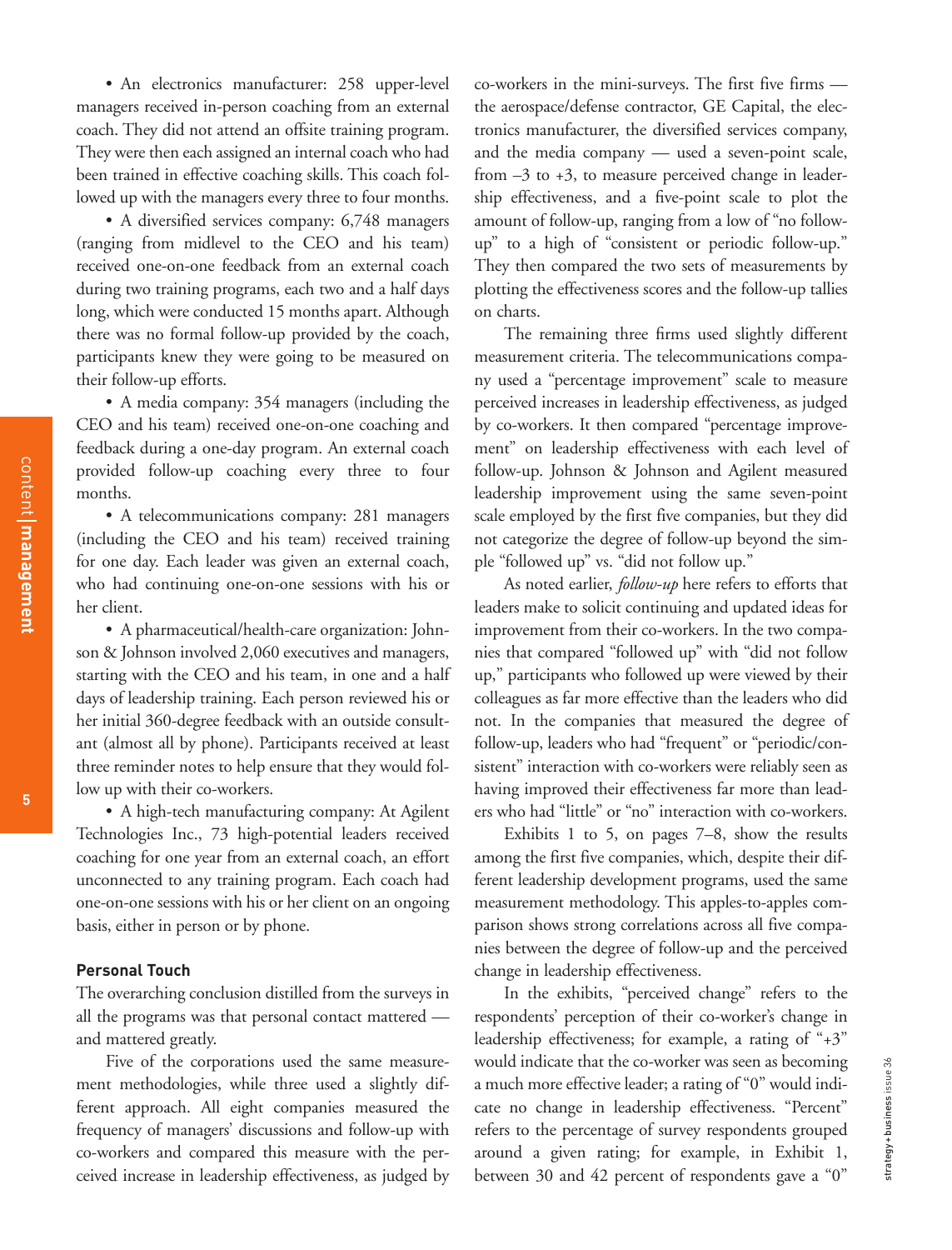• An electronics manufacturer: 258 upper-level managers received in-person coaching from an external coach. They did not attend an offsite training program. They were then each assigned an internal coach who had been trained in effective coaching skills. This coach followed up with the managers every three to four months.

• A diversified services company: 6,748 managers (ranging from midlevel to the CEO and his team) received one-on-one feedback from an external coach during two training programs, each two and a half days long, which were conducted 15 months apart. Although there was no formal follow-up provided by the coach, participants knew they were going to be measured on their follow-up efforts.

• A media company: 354 managers (including the CEO and his team) received one-on-one coaching and feedback during a one-day program. An external coach provided follow-up coaching every three to four months.

• A telecommunications company: 281 managers (including the CEO and his team) received training for one day. Each leader was given an external coach, who had continuing one-on-one sessions with his or her client.

• A pharmaceutical/health-care organization: Johnson & Johnson involved 2,060 executives and managers, starting with the CEO and his team, in one and a half days of leadership training. Each person reviewed his or her initial 360-degree feedback with an outside consultant (almost all by phone). Participants received at least three reminder notes to help ensure that they would follow up with their co-workers.

• A high-tech manufacturing company: At Agilent Technologies Inc., 73 high-potential leaders received coaching for one year from an external coach, an effort unconnected to any training program. Each coach had one-on-one sessions with his or her client on an ongoing basis, either in person or by phone.

### Personal Touch

The overarching conclusion distilled from the surveys in all the programs was that personal contact mattered — and mattered greatly.

Five of the corporations used the same measurement methodologies, while three used a slightly different approach. All eight companies measured the frequency of managers' discussions and follow-up with co-workers and compared this measure with the perceived increase in leadership effectiveness, as judged by co-workers in the mini-surveys. The first five firms — the aerospace/defense contractor, GE Capital, the electronics manufacturer, the diversified services company, and the media company — used a seven-point scale, from –3 to +3, to measure perceived change in leadership effectiveness, and a five-point scale to plot the amount of follow-up, ranging from a low of "no follow-up" to a high of "consistent or periodic follow-up." They then compared the two sets of measurements by plotting the effectiveness scores and the follow-up tallies on charts.

The remaining three firms used slightly different measurement criteria. The telecommunications company used a "percentage improvement" scale to measure perceived increases in leadership effectiveness, as judged by co-workers. It then compared "percentage improvement" on leadership effectiveness with each level of follow-up. Johnson & Johnson and Agilent measured leadership improvement using the same seven-point scale employed by the first five companies, but they did not categorize the degree of follow-up beyond the simple "followed up" vs. "did not follow up."

As noted earlier, *follow-up* here refers to efforts that leaders make to solicit continuing and updated ideas for improvement from their co-workers. In the two companies that compared "followed up" with "did not follow up," participants who followed up were viewed by their colleagues as far more effective than the leaders who did not. In the companies that measured the degree of follow-up, leaders who had "frequent" or "periodic/consistent" interaction with co-workers were reliably seen as having improved their effectiveness far more than leaders who had "little" or "no" interaction with co-workers.

Exhibits 1 to 5, on pages 7–8, show the results among the first five companies, which, despite their different leadership development programs, used the same measurement methodology. This apples-to-apples comparison shows strong correlations across all five companies between the degree of follow-up and the perceived change in leadership effectiveness.

In the exhibits, "perceived change" refers to the respondents' perception of their co-worker's change in leadership effectiveness; for example, a rating of "+3" would indicate that the co-worker was seen as becoming a much more effective leader; a rating of "0" would indicate no change in leadership effectiveness. "Percent" refers to the percentage of survey respondents grouped around a given rating; for example, in Exhibit 1, between 30 and 42 percent of respondents gave a "0"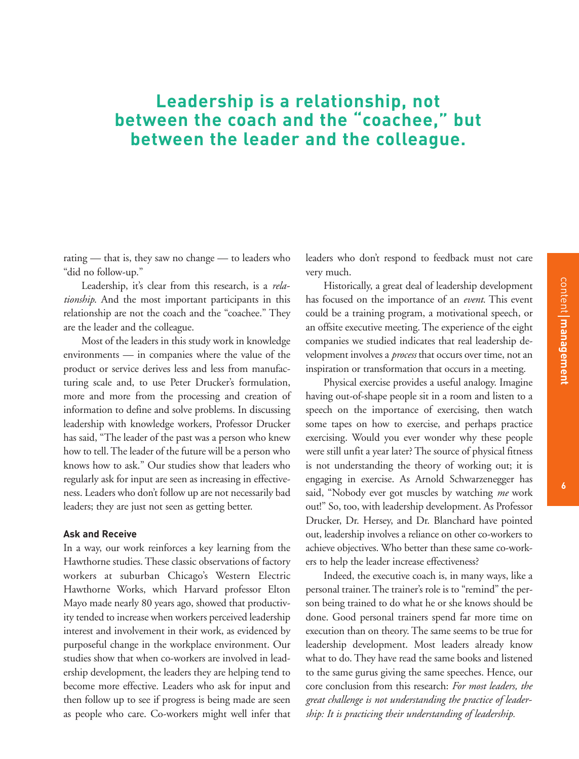**Leadership is a relationship, not between the coach and the "coachee," but between the leader and the colleague.**

rating — that is, they saw no change — to leaders who "did no follow-up."

Leadership, it's clear from this research, is a *relationship*. And the most important participants in this relationship are not the coach and the "coachee." They are the leader and the colleague.

Most of the leaders in this study work in knowledge environments — in companies where the value of the product or service derives less and less from manufacturing scale and, to use Peter Drucker's formulation, more and more from the processing and creation of information to define and solve problems. In discussing leadership with knowledge workers, Professor Drucker has said, "The leader of the past was a person who knew how to tell. The leader of the future will be a person who knows how to ask." Our studies show that leaders who regularly ask for input are seen as increasing in effectiveness. Leaders who don't follow up are not necessarily bad leaders; they are just not seen as getting better.

### Ask and Receive

In a way, our work reinforces a key learning from the Hawthorne studies. These classic observations of factory workers at suburban Chicago's Western Electric Hawthorne Works, which Harvard professor Elton Mayo made nearly 80 years ago, showed that productivity tended to increase when workers perceived leadership interest and involvement in their work, as evidenced by purposeful change in the workplace environment. Our studies show that when co-workers are involved in leadership development, the leaders they are helping tend to become more effective. Leaders who ask for input and then follow up to see if progress is being made are seen as people who care. Co-workers might well infer that leaders who don't respond to feedback must not care very much.

Historically, a great deal of leadership development has focused on the importance of an *event*. This event could be a training program, a motivational speech, or an offsite executive meeting. The experience of the eight companies we studied indicates that real leadership development involves a *process* that occurs over time, not an inspiration or transformation that occurs in a meeting.

Physical exercise provides a useful analogy. Imagine having out-of-shape people sit in a room and listen to a speech on the importance of exercising, then watch some tapes on how to exercise, and perhaps practice exercising. Would you ever wonder why these people were still unfit a year later? The source of physical fitness is not understanding the theory of working out; it is engaging in exercise. As Arnold Schwarzenegger has said, "Nobody ever got muscles by watching *me* work out!" So, too, with leadership development. As Professor Drucker, Dr. Hersey, and Dr. Blanchard have pointed out, leadership involves a reliance on other co-workers to achieve objectives. Who better than these same co-workers to help the leader increase effectiveness?

Indeed, the executive coach is, in many ways, like a personal trainer. The trainer's role is to "remind" the person being trained to do what he or she knows should be done. Good personal trainers spend far more time on execution than on theory. The same seems to be true for leadership development. Most leaders already know what to do. They have read the same books and listened to the same gurus giving the same speeches. Hence, our core conclusion from this research: *For most leaders, the great challenge is not understanding the practice of leadership: It is practicing their understanding of leadership.*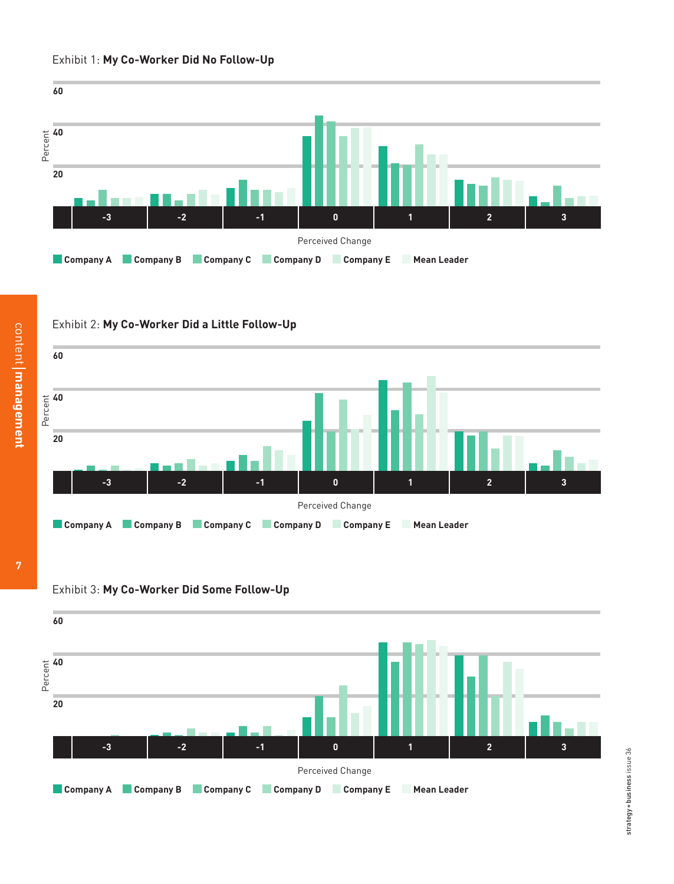Exhibit 1: **My Co-Worker Did No Follow-Up**

Percent (0–60) by Perceived Change (-3, -2, -1, 0, 1, 2, 3)

Company A | Company B | Company C | Company D | Company E | Mean Leader

Exhibit 2: **My Co-Worker Did a Little Follow-Up**

Percent (0–60) by Perceived Change (-3, -2, -1, 0, 1, 2, 3)

Company A | Company B | Company C | Company D | Company E | Mean Leader

Exhibit 3: **My Co-Worker Did Some Follow-Up**

Percent (0–60) by Perceived Change (-3, -2, -1, 0, 1, 2, 3)

Company A | Company B | Company C | Company D | Company E | Mean Leader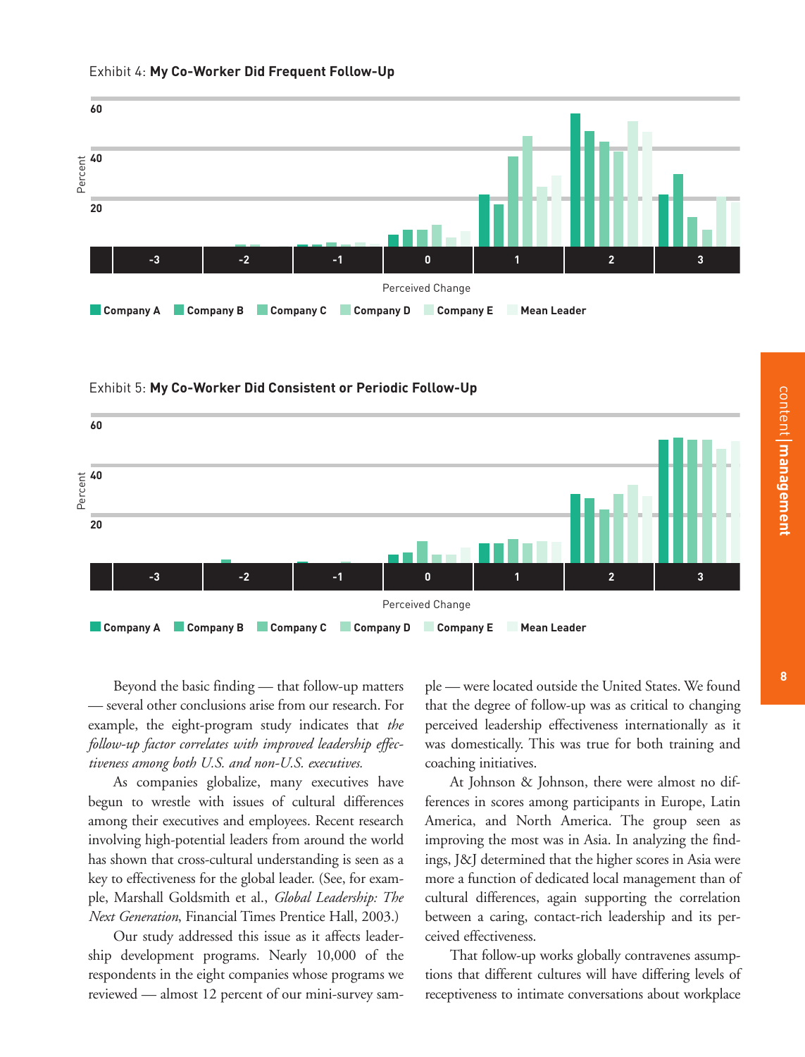Exhibit 4: **My Co-Worker Did Frequent Follow-Up**

Exhibit 5: **My Co-Worker Did Consistent or Periodic Follow-Up**

Beyond the basic finding — that follow-up matters — several other conclusions arise from our research. For example, the eight-program study indicates that *the follow-up factor correlates with improved leadership effectiveness among both U.S. and non-U.S. executives.*

As companies globalize, many executives have begun to wrestle with issues of cultural differences among their executives and employees. Recent research involving high-potential leaders from around the world has shown that cross-cultural understanding is seen as a key to effectiveness for the global leader. (See, for example, Marshall Goldsmith et al., *Global Leadership: The Next Generation*, Financial Times Prentice Hall, 2003.)

Our study addressed this issue as it affects leadership development programs. Nearly 10,000 of the respondents in the eight companies whose programs we reviewed — almost 12 percent of our mini-survey sample — were located outside the United States. We found that the degree of follow-up was as critical to changing perceived leadership effectiveness internationally as it was domestically. This was true for both training and coaching initiatives.

At Johnson & Johnson, there were almost no differences in scores among participants in Europe, Latin America, and North America. The group seen as improving the most was in Asia. In analyzing the findings, J&J determined that the higher scores in Asia were more a function of dedicated local management than of cultural differences, again supporting the correlation between a caring, contact-rich leadership and its perceived effectiveness.

That follow-up works globally contravenes assumptions that different cultures will have differing levels of receptiveness to intimate conversations about workplace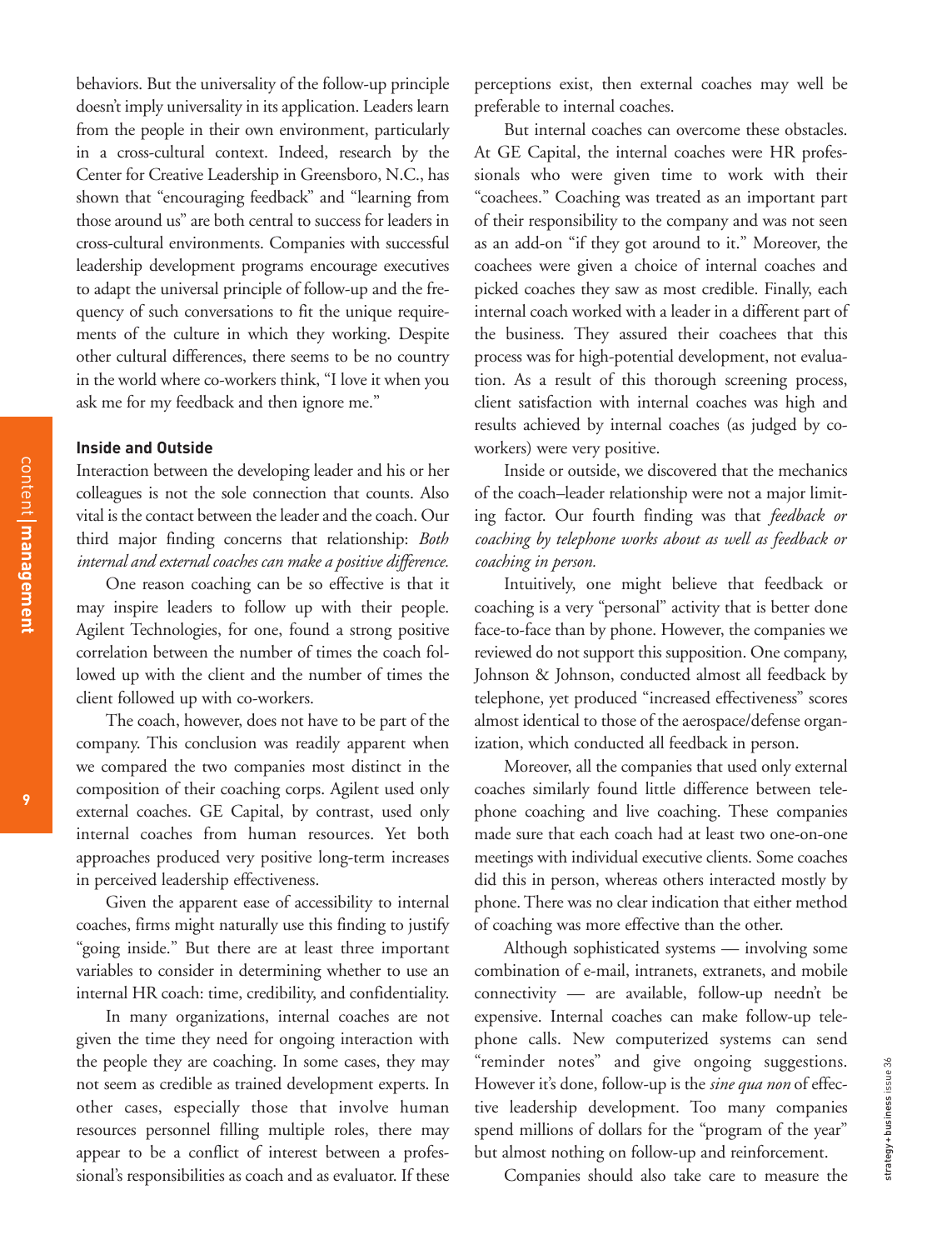behaviors. But the universality of the follow-up principle doesn't imply universality in its application. Leaders learn from the people in their own environment, particularly in a cross-cultural context. Indeed, research by the Center for Creative Leadership in Greensboro, N.C., has shown that "encouraging feedback" and "learning from those around us" are both central to success for leaders in cross-cultural environments. Companies with successful leadership development programs encourage executives to adapt the universal principle of follow-up and the frequency of such conversations to fit the unique requirements of the culture in which they working. Despite other cultural differences, there seems to be no country in the world where co-workers think, "I love it when you ask me for my feedback and then ignore me."

### Inside and Outside

Interaction between the developing leader and his or her colleagues is not the sole connection that counts. Also vital is the contact between the leader and the coach. Our third major finding concerns that relationship: *Both internal and external coaches can make a positive difference.*

One reason coaching can be so effective is that it may inspire leaders to follow up with their people. Agilent Technologies, for one, found a strong positive correlation between the number of times the coach followed up with the client and the number of times the client followed up with co-workers.

The coach, however, does not have to be part of the company. This conclusion was readily apparent when we compared the two companies most distinct in the composition of their coaching corps. Agilent used only external coaches. GE Capital, by contrast, used only internal coaches from human resources. Yet both approaches produced very positive long-term increases in perceived leadership effectiveness.

Given the apparent ease of accessibility to internal coaches, firms might naturally use this finding to justify "going inside." But there are at least three important variables to consider in determining whether to use an internal HR coach: time, credibility, and confidentiality.

In many organizations, internal coaches are not given the time they need for ongoing interaction with the people they are coaching. In some cases, they may not seem as credible as trained development experts. In other cases, especially those that involve human resources personnel filling multiple roles, there may appear to be a conflict of interest between a professional's responsibilities as coach and as evaluator. If these perceptions exist, then external coaches may well be preferable to internal coaches.

But internal coaches can overcome these obstacles. At GE Capital, the internal coaches were HR professionals who were given time to work with their "coachees." Coaching was treated as an important part of their responsibility to the company and was not seen as an add-on "if they got around to it." Moreover, the coachees were given a choice of internal coaches and picked coaches they saw as most credible. Finally, each internal coach worked with a leader in a different part of the business. They assured their coachees that this process was for high-potential development, not evaluation. As a result of this thorough screening process, client satisfaction with internal coaches was high and results achieved by internal coaches (as judged by co-workers) were very positive.

Inside or outside, we discovered that the mechanics of the coach–leader relationship were not a major limiting factor. Our fourth finding was that *feedback or coaching by telephone works about as well as feedback or coaching in person.*

Intuitively, one might believe that feedback or coaching is a very "personal" activity that is better done face-to-face than by phone. However, the companies we reviewed do not support this supposition. One company, Johnson & Johnson, conducted almost all feedback by telephone, yet produced "increased effectiveness" scores almost identical to those of the aerospace/defense organization, which conducted all feedback in person.

Moreover, all the companies that used only external coaches similarly found little difference between telephone coaching and live coaching. These companies made sure that each coach had at least two one-on-one meetings with individual executive clients. Some coaches did this in person, whereas others interacted mostly by phone. There was no clear indication that either method of coaching was more effective than the other.

Although sophisticated systems — involving some combination of e-mail, intranets, extranets, and mobile connectivity — are available, follow-up needn't be expensive. Internal coaches can make follow-up telephone calls. New computerized systems can send "reminder notes" and give ongoing suggestions. However it's done, follow-up is the *sine qua non* of effective leadership development. Too many companies spend millions of dollars for the "program of the year" but almost nothing on follow-up and reinforcement.

Companies should also take care to measure the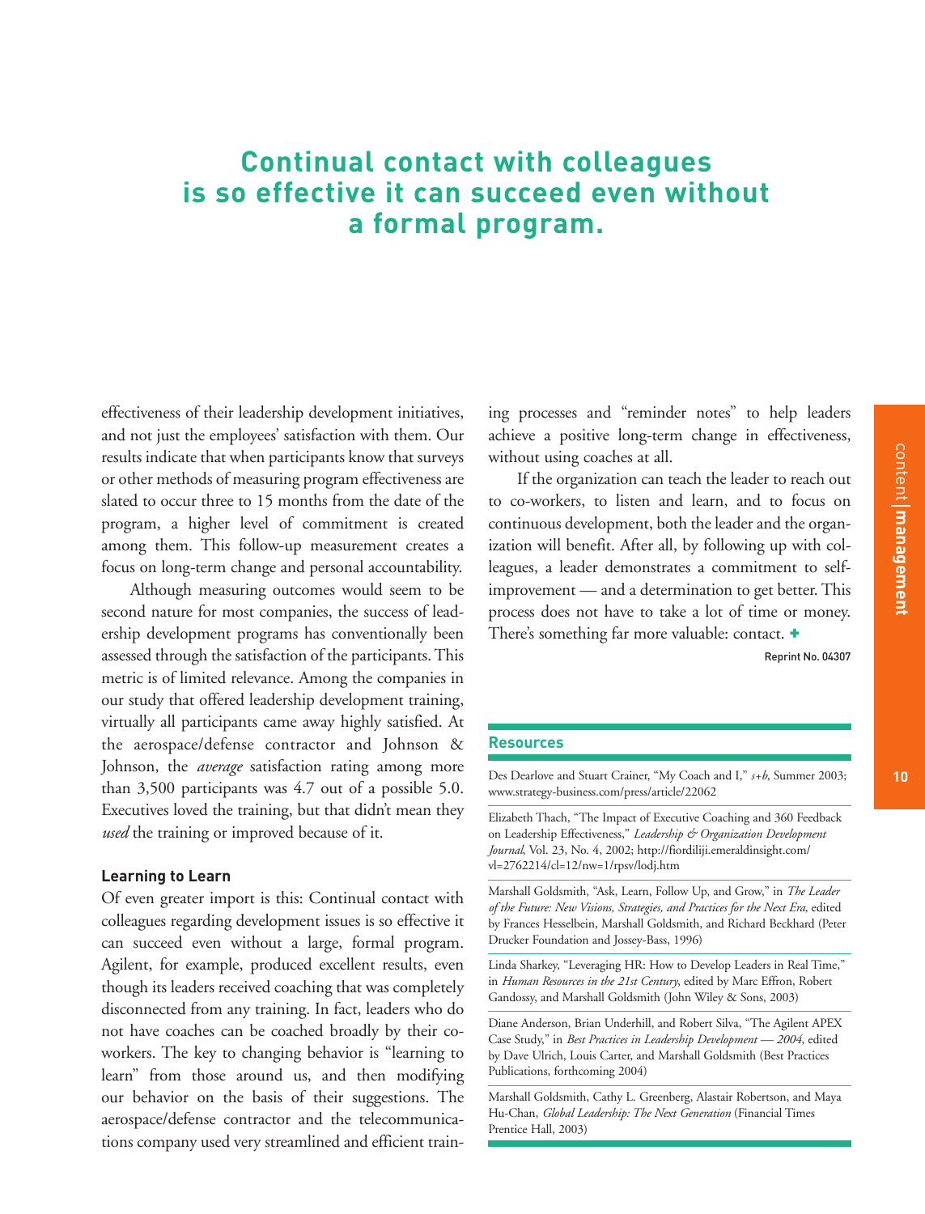**Continual contact with colleagues is so effective it can succeed even without a formal program.**

effectiveness of their leadership development initiatives, and not just the employees' satisfaction with them. Our results indicate that when participants know that surveys or other methods of measuring program effectiveness are slated to occur three to 15 months from the date of the program, a higher level of commitment is created among them. This follow-up measurement creates a focus on long-term change and personal accountability.

Although measuring outcomes would seem to be second nature for most companies, the success of leadership development programs has conventionally been assessed through the satisfaction of the participants. This metric is of limited relevance. Among the companies in our study that offered leadership development training, virtually all participants came away highly satisfied. At the aerospace/defense contractor and Johnson & Johnson, the *average* satisfaction rating among more than 3,500 participants was 4.7 out of a possible 5.0. Executives loved the training, but that didn't mean they *used* the training or improved because of it.

### Learning to Learn

Of even greater import is this: Continual contact with colleagues regarding development issues is so effective it can succeed even without a large, formal program. Agilent, for example, produced excellent results, even though its leaders received coaching that was completely disconnected from any training. In fact, leaders who do not have coaches can be coached broadly by their co-workers. The key to changing behavior is "learning to learn" from those around us, and then modifying our behavior on the basis of their suggestions. The aerospace/defense contractor and the telecommunications company used very streamlined and efficient training processes and "reminder notes" to help leaders achieve a positive long-term change in effectiveness, without using coaches at all.

If the organization can teach the leader to reach out to co-workers, to listen and learn, and to focus on continuous development, both the leader and the organization will benefit. After all, by following up with colleagues, a leader demonstrates a commitment to self-improvement — and a determination to get better. This process does not have to take a lot of time or money. There's something far more valuable: contact. +

Reprint No. 04307

### Resources

Des Dearlove and Stuart Crainer, "My Coach and I," *s+b*, Summer 2003; www.strategy-business.com/press/article/22062

Elizabeth Thach, "The Impact of Executive Coaching and 360 Feedback on Leadership Effectiveness," *Leadership & Organization Development Journal*, Vol. 23, No. 4, 2002; http://fiordiliji.emeraldinsight.com/vl=2762214/cl=12/nw=1/rpsv/lodj.htm

Marshall Goldsmith, "Ask, Learn, Follow Up, and Grow," in *The Leader of the Future: New Visions, Strategies, and Practices for the Next Era*, edited by Frances Hesselbein, Marshall Goldsmith, and Richard Beckhard (Peter Drucker Foundation and Jossey-Bass, 1996)

Linda Sharkey, "Leveraging HR: How to Develop Leaders in Real Time," in *Human Resources in the 21st Century*, edited by Marc Effron, Robert Gandossy, and Marshall Goldsmith (John Wiley & Sons, 2003)

Diane Anderson, Brian Underhill, and Robert Silva, "The Agilent APEX Case Study," in *Best Practices in Leadership Development — 2004*, edited by Dave Ulrich, Louis Carter, and Marshall Goldsmith (Best Practices Publications, forthcoming 2004)

Marshall Goldsmith, Cathy L. Greenberg, Alastair Robertson, and Maya Hu-Chan, *Global Leadership: The Next Generation* (Financial Times Prentice Hall, 2003)